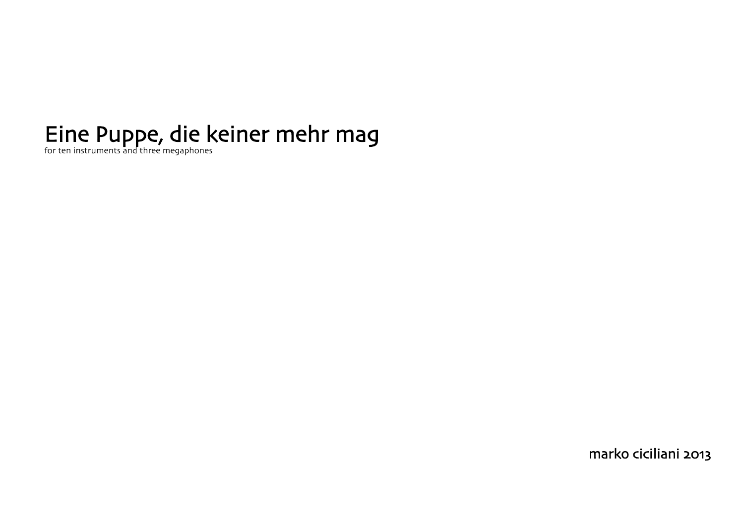# Eine Puppe, die keiner mehr mag

for ten instruments and three megaphones

marko ciciliani 2013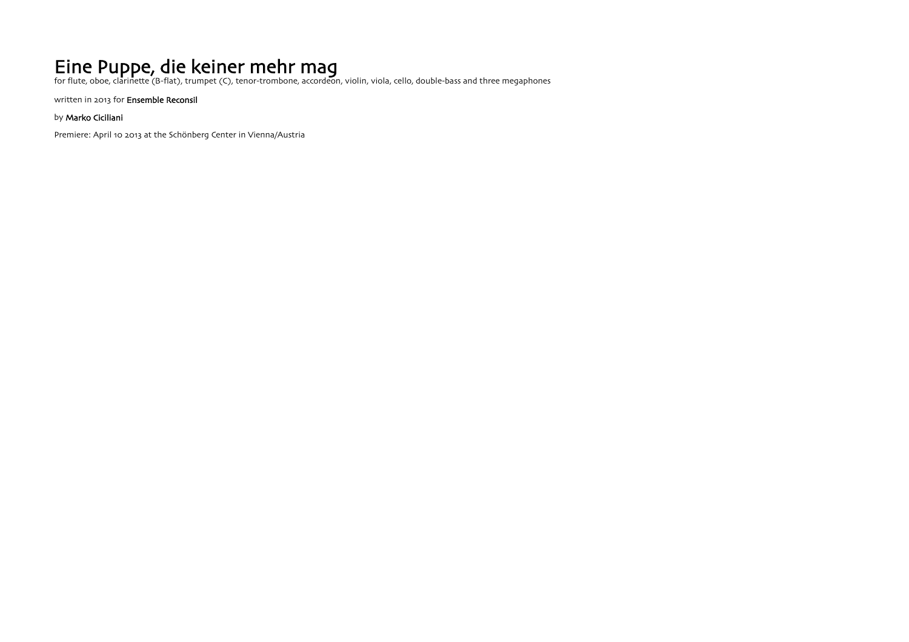# Eine Puppe, die keiner mehr mag

for flute, oboe, clarinette (B-flat), trumpet (C), tenor-trombone, accordeon, violin, viola, cello, double-bass and three megaphones

written in 2013 for **Ensemble Reconsil**

by **Marko Ciciliani**

Premiere: April 10 2013 at the Schönberg Center in Vienna/Austria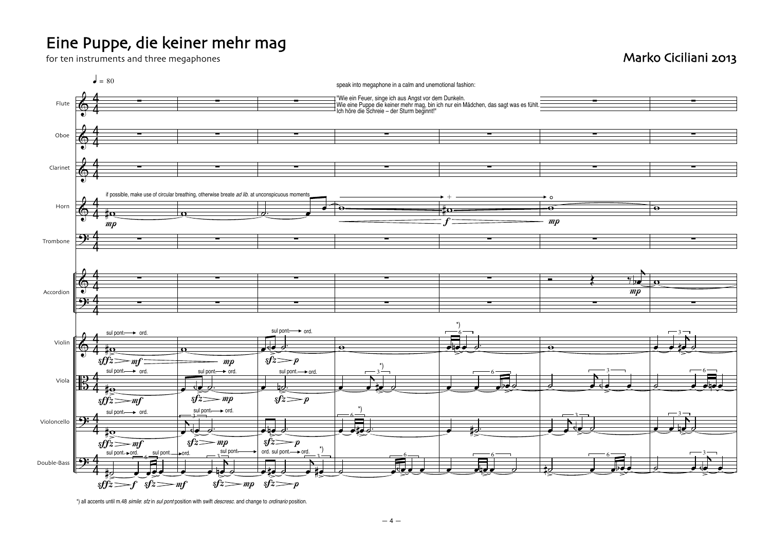# Eine Puppe, die keiner mehr mag

for ten instruments and three megaphones

Marko Ciciliani 2013

♩ = 80

speak into megaphone in a calm and unemotional fashion:

"Wie ein Feuer, singe ich aus Angst vor dem Dunkeln.
Wie eine Puppe die keiner mehr mag, bin ich nur ein Mädchen, das sagt was es fühlt.
Ich höre die Schreie – der Sturm beginnt!"

Flute

Oboe

Clarinet

Horn — if possible, make use of circular breathing, otherwise breate *ad lib.* at unconspicuous moments

Trombone

Accordion

Violin

Viola

Violoncello

Double-Bass

*) all accents until m.48 *simile*: *sfz* in *sul pont* position with swift *descresc.* and change to *ordinario* position.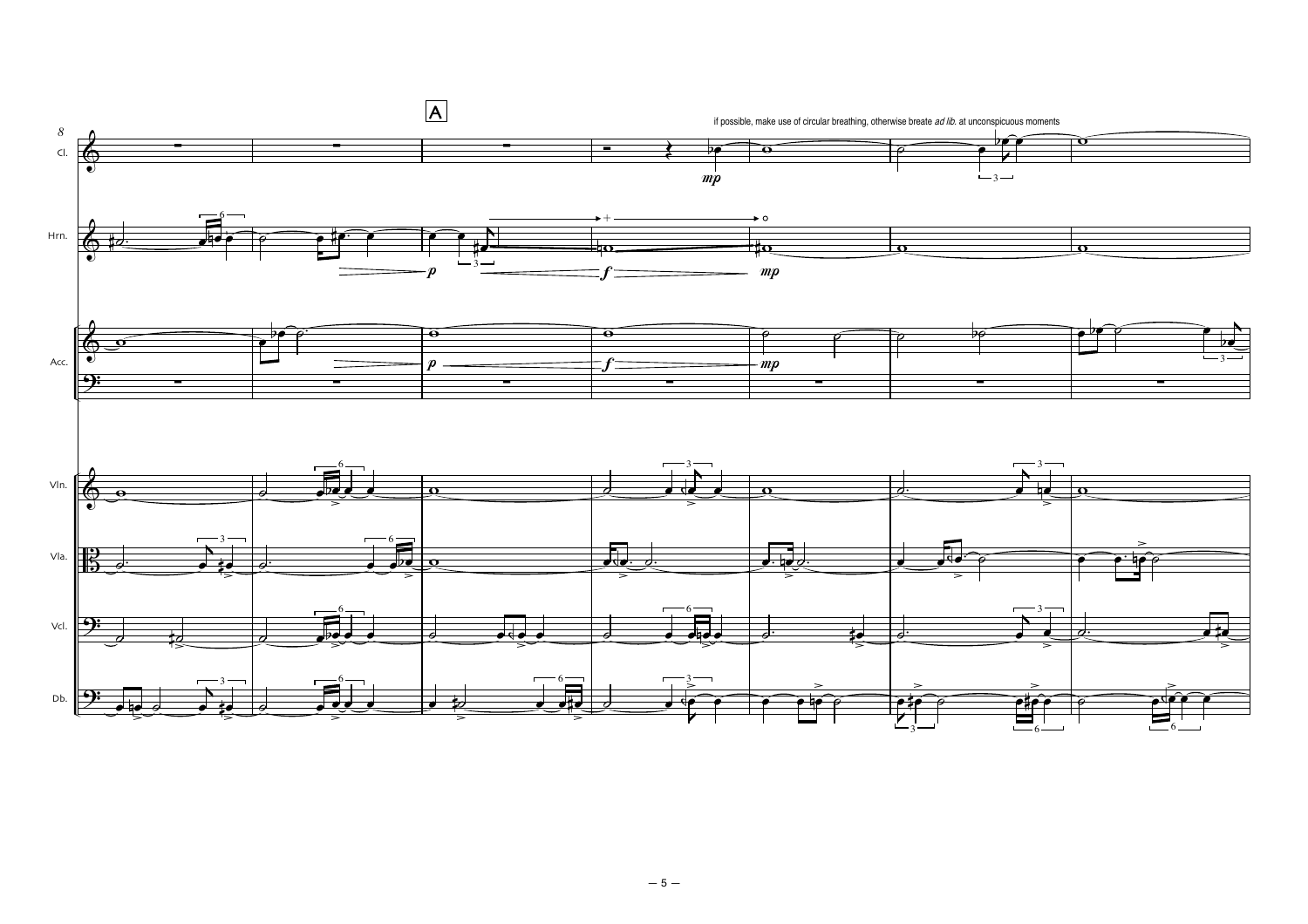A

if possible, make use of circular breathing, otherwise breate *ad lib.* at unconspicuous moments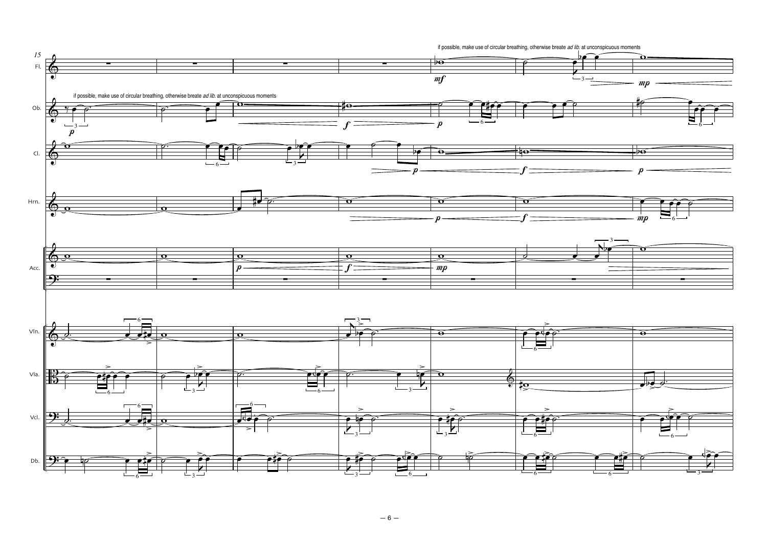if possible, make use of circular breathing, otherwise breate *ad lib.* at unconspicuous moments

if possible, make use of circular breathing, otherwise breate *ad lib.* at unconspicuous moments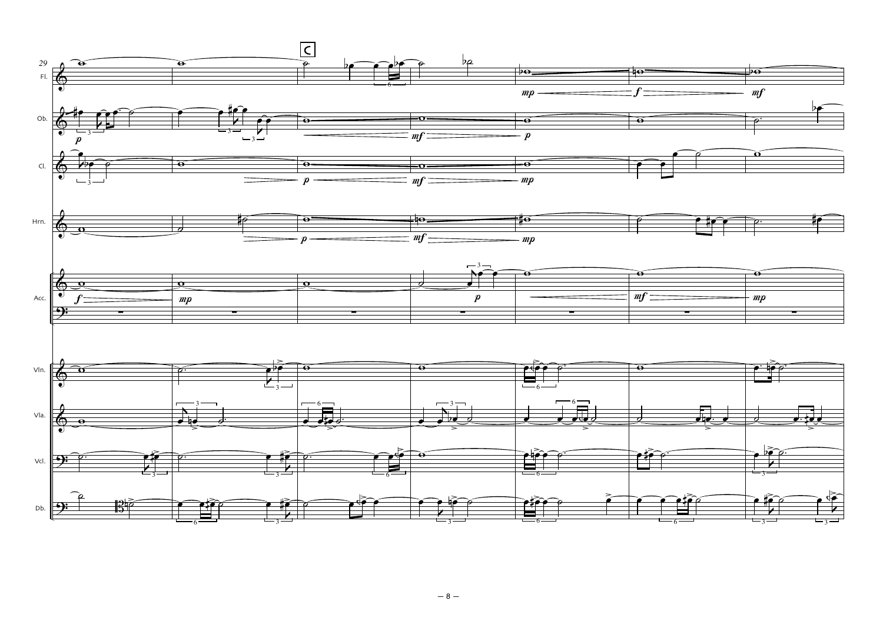29

C

Fl.

Ob.

Cl.

Hrn.

Acc.

Vln.

Vla.

Vcl.

Db.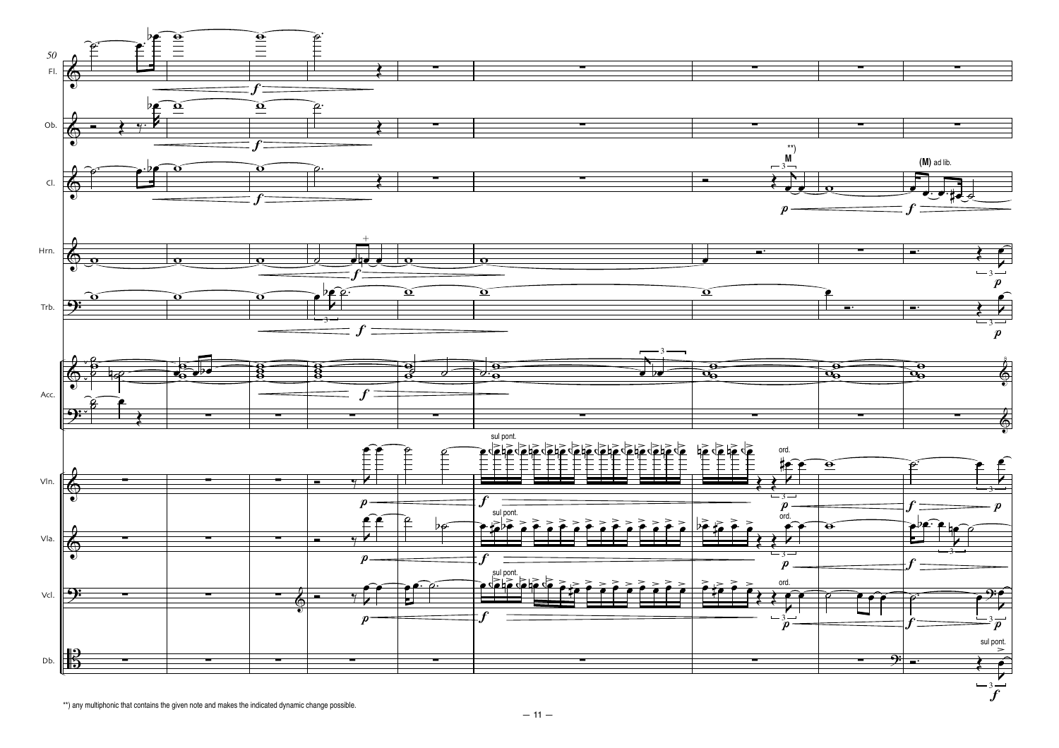**) any multiphonic that contains the given note and makes the indicated dynamic change possible.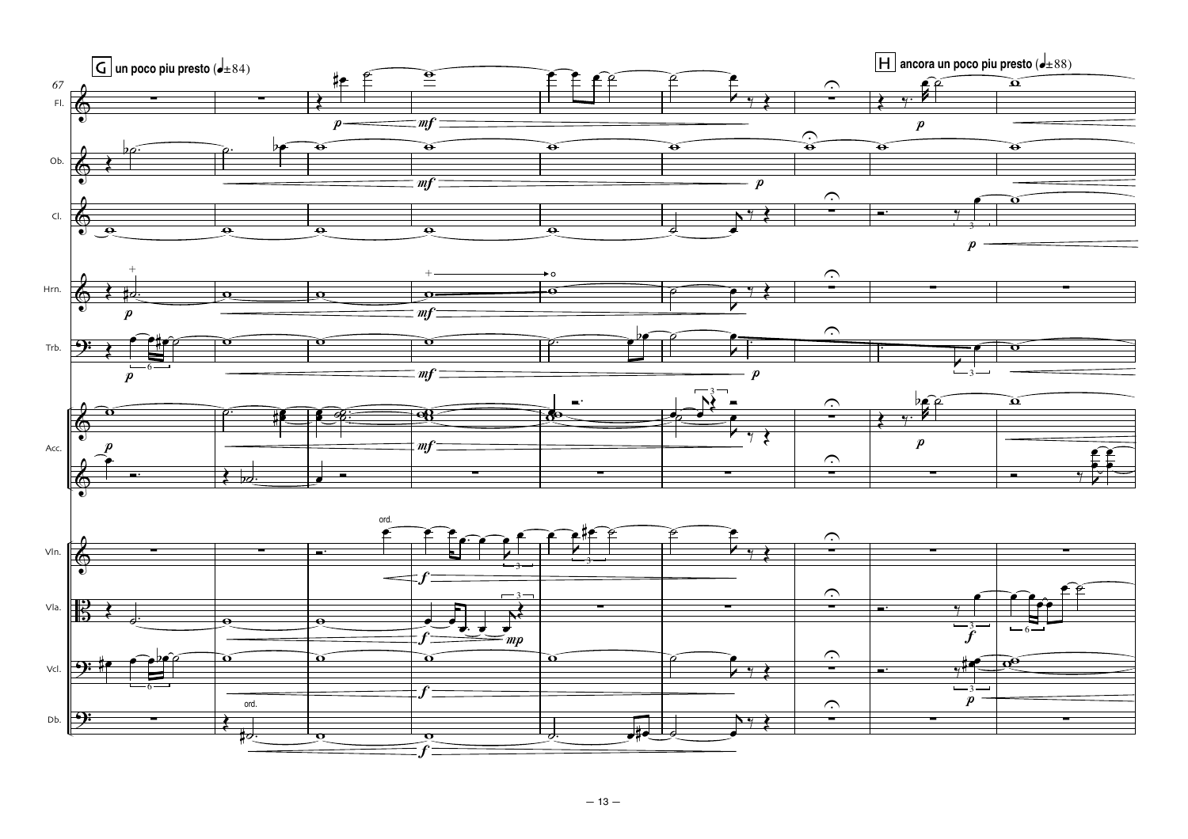**G** un poco piu presto (♩±84)

**H** ancora un poco piu presto (♩±88)

67

Fl.

Ob.

Cl.

Hrn.

Trb.

Acc.

Vln.

Vla.

Vcl.

Db.

*p* *mf* *p* *f* *mp*

ord.

ord.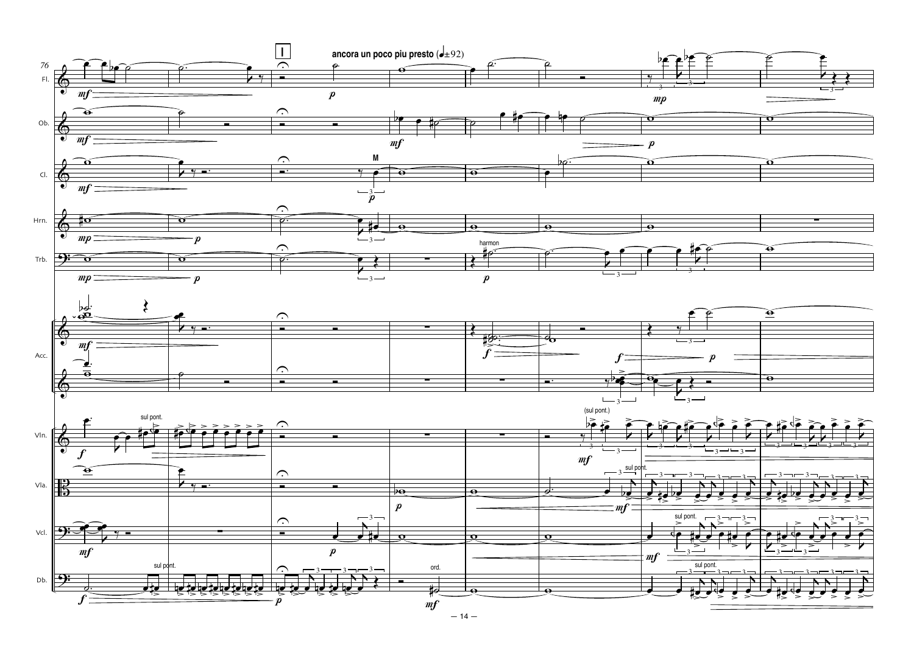I

**ancora un poco piu presto** (♩±92)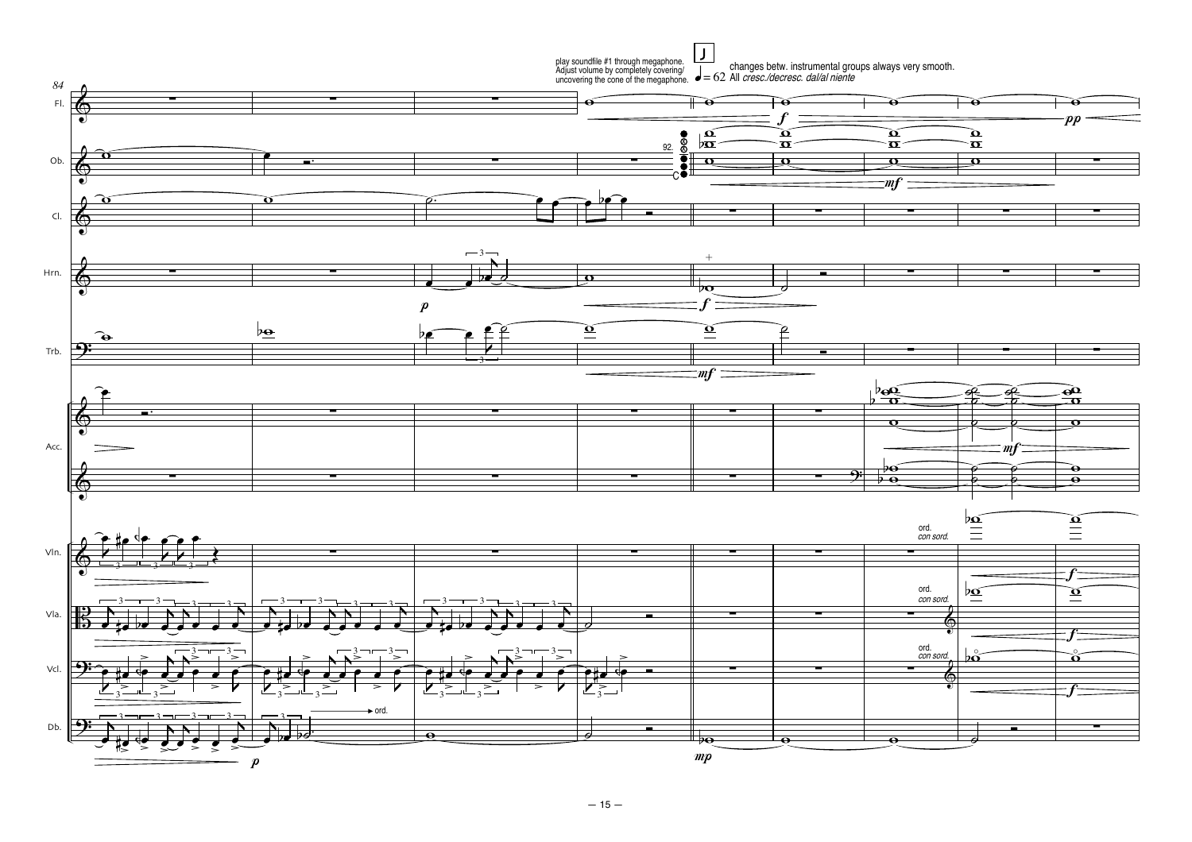play soundfile #1 through megaphone. Adjust volume by completely covering/ uncovering the cone of the megaphone.

J

♩ = 62 changes betw. instrumental groups always very smooth. All *cresc./decresc. dal/al niente*

84

Fl.

Ob.

Cl.

Hrn.

Trb.

Acc.

Vln.

Vla.

Vcl.

Db.

*f* *pp* *mf* *p* *f* *mf* *mf* *p* *mp* *f* *f* *f*

92.

C

ord. *con sord.*

ord. *con sord.*

ord. *con sord.*

ord.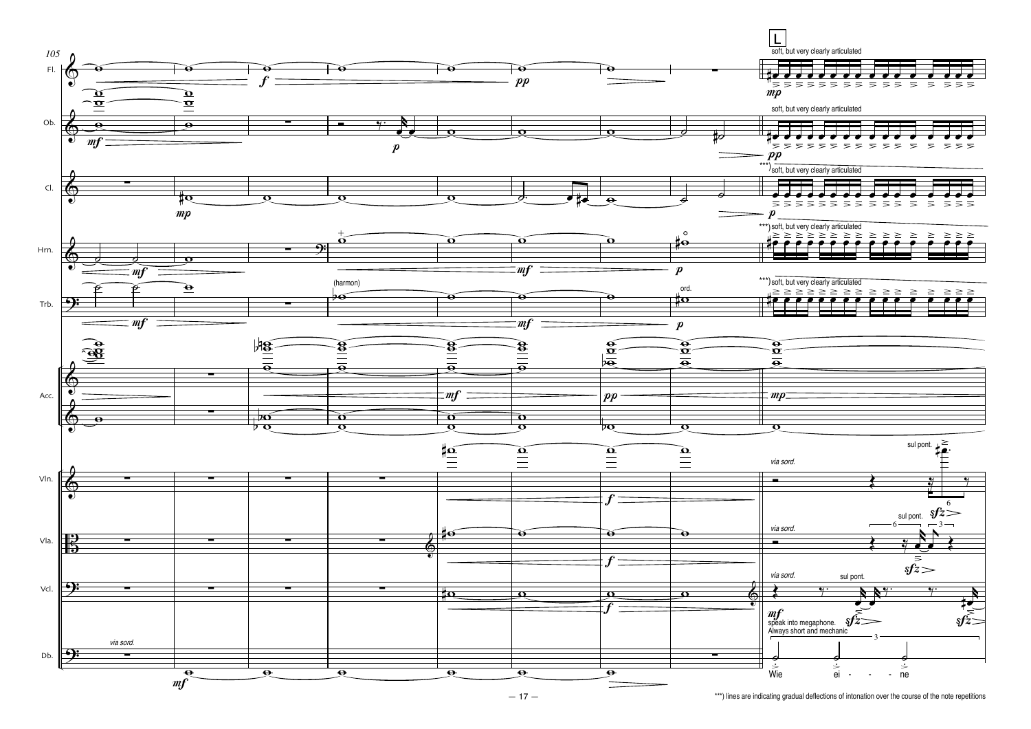***) lines are indicating gradual deflections of intonation over the course of the note repetitions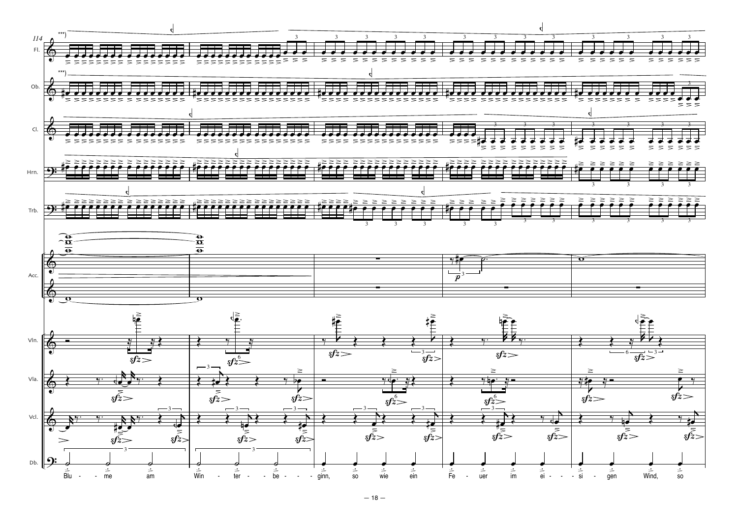Blu - - me am Win - ter - - be - - - ginn, so wie ein Fe - uer im ei - - - si - gen Wind, so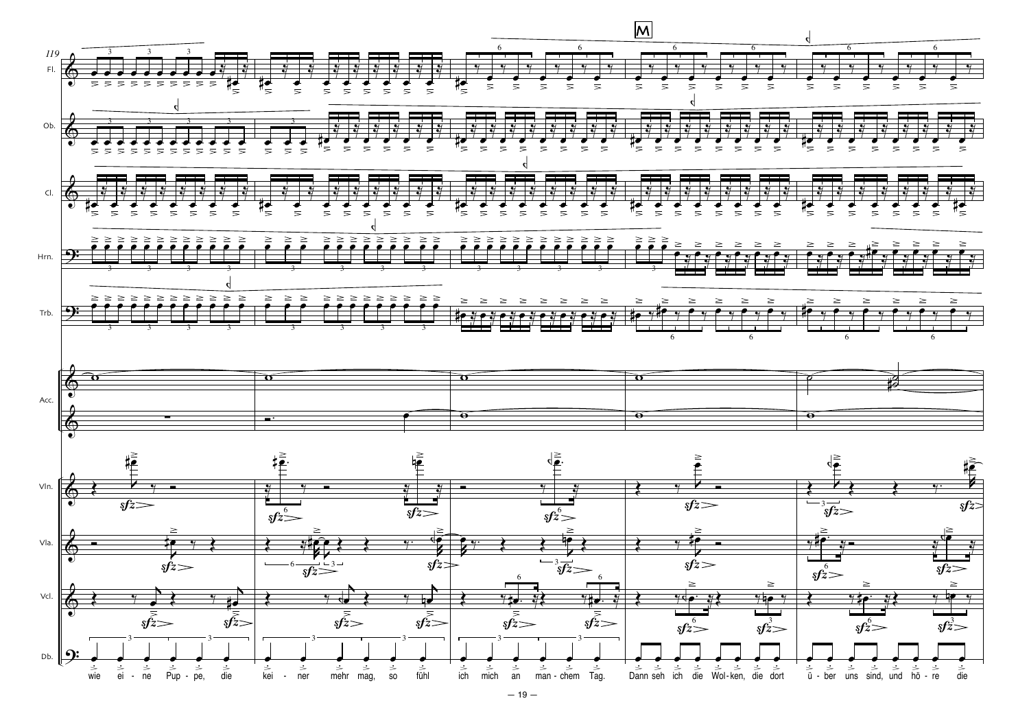119

M

Fl.

Ob.

Cl.

Hrn.

Trb.

Acc.

Vln.

Vla.

Vcl.

Db.

*sfz*

wie ei - ne Pup - pe, die kei - ner mehr mag, so fühl ich mich an man - chem Tag. Dann seh ich die Wol - ken, die dort ü - ber uns sind, und hö - re die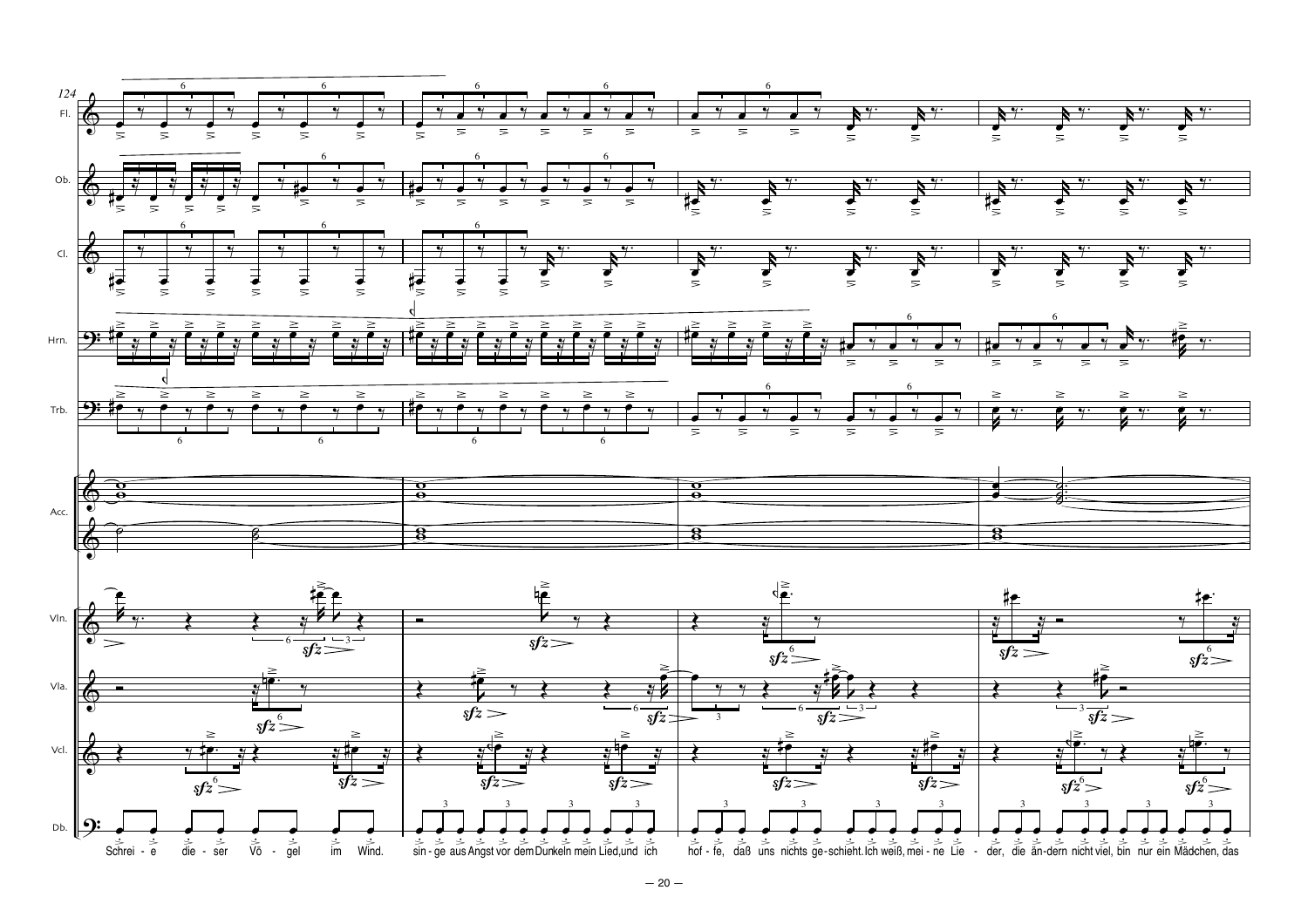124

Fl.

Ob.

Cl.

Hrn.

Trb.

Acc.

Vln.

Vla.

Vcl.

Db.

Schrei - e die - ser Vö - gel im Wind. sin - ge aus Angst vor dem Dunkeln mein Lied, und ich hof - fe, daß uns nichts ge - schieht. Ich weiß, mei - ne Lie - der, die än - dern nicht viel, bin nur ein Mädchen, das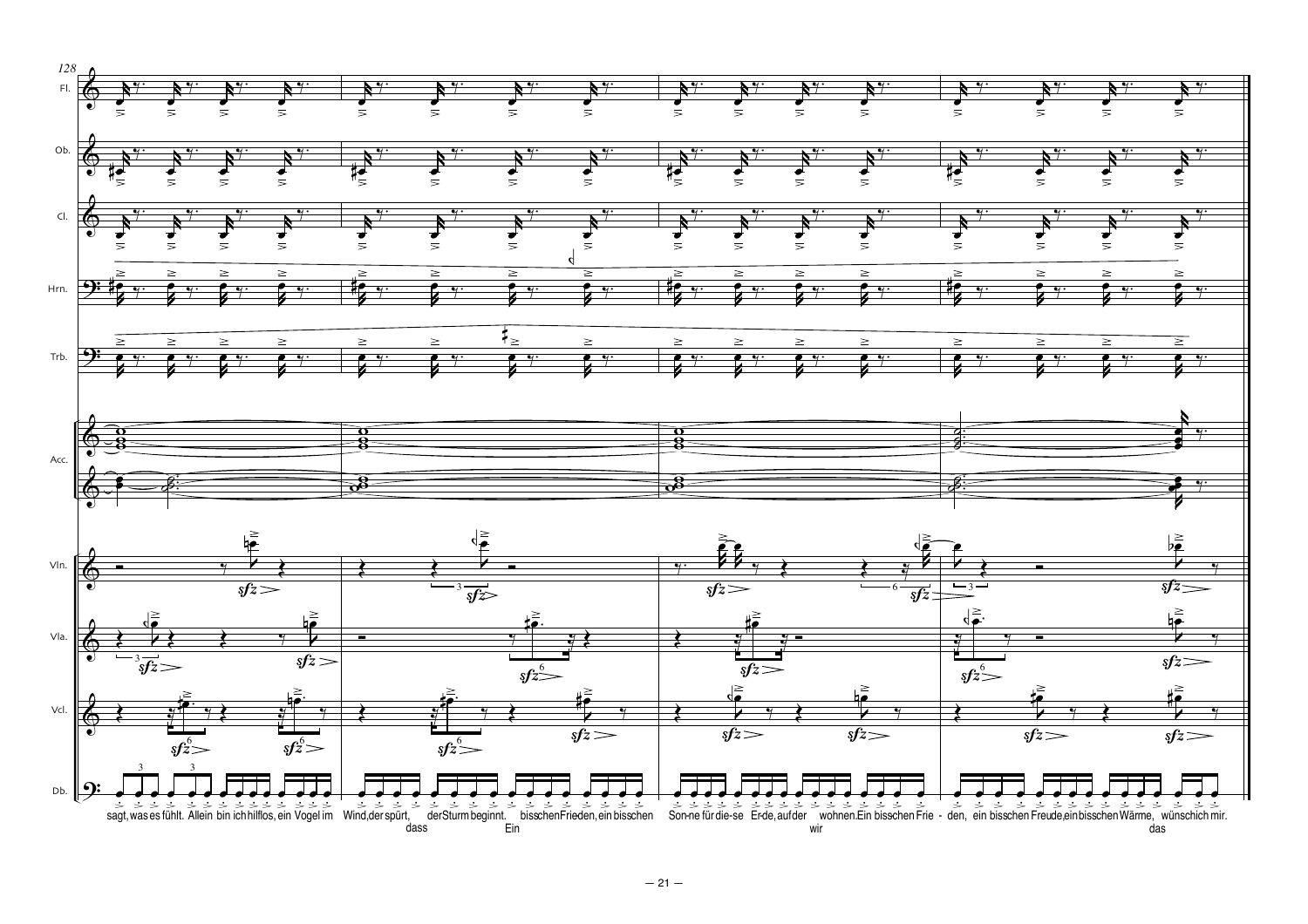128

Fl.

Ob.

Cl.

Hrn.

Trb.

Acc.

Vln.

Vla.

Vcl.

Db.

sagt, was es fühlt. Allein bin ich hilflos, ein Vogel im Wind, der spürt, dass der Sturm beginnt. Ein bisschen Frieden, ein bisschen Son-ne für die-se Er-de, auf der wir wohnen. Ein bisschen Frie - den, ein bisschen Freude, ein bisschen Wärme, das wünsch ich mir.